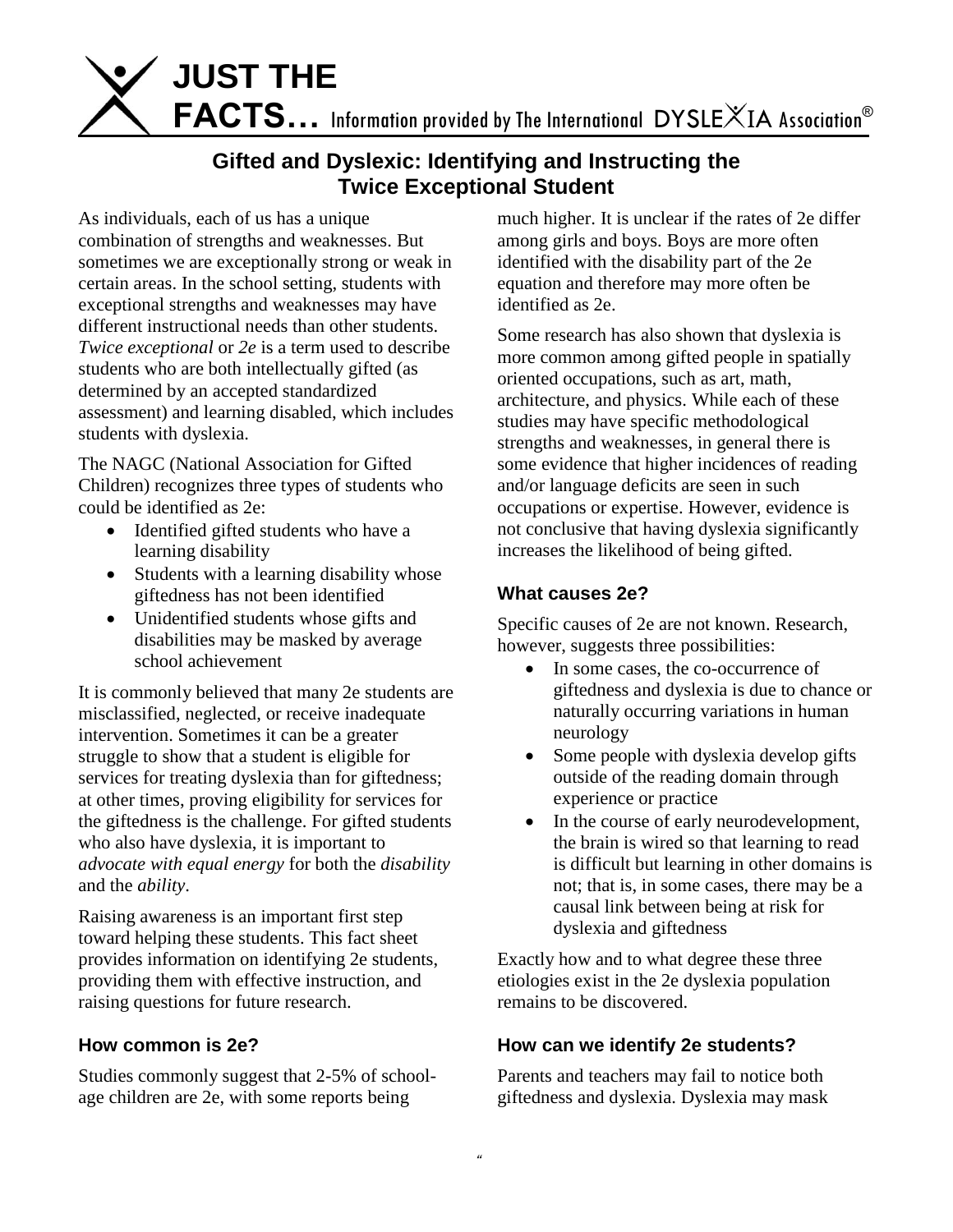**JUST THE FACTS…** Information provided by The International DYSLEXIA Association®

# Gifted and Dyslexic: Identifying and Instructing the Twice Exceptional Student

As individuals, each of us has a unique combination of strengths and weaknesses. But sometimes we are exceptionally strong or weak in certain areas. In the school setting, students with exceptional strengths and weaknesses may have different instructional needs than other students. *Twice exceptional* or *2e* is a term used to describe students who are both intellectually gifted (as determined by an accepted standardized assessment) and learning disabled, which includes students with dyslexia.

The NAGC (National Association for Gifted Children) recognizes three types of students who could be identified as 2e:

- Identified gifted students who have a learning disability
- Students with a learning disability whose giftedness has not been identified
- Unidentified students whose gifts and disabilities may be masked by average school achievement

It is commonly believed that many 2e students are misclassified, neglected, or receive inadequate intervention. Sometimes it can be a greater struggle to show that a student is eligible for services for treating dyslexia than for giftedness; at other times, proving eligibility for services for the giftedness is the challenge. For gifted students who also have dyslexia, it is important to *advocate with equal energy* for both the *disability* and the *ability*.

Raising awareness is an important first step toward helping these students. This fact sheet provides information on identifying 2e students, providing them with effective instruction, and raising questions for future research.

## How common is 2e?

Studies commonly suggest that 2-5% of school-age children are 2e, with some reports being much higher. It is unclear if the rates of 2e differ among girls and boys. Boys are more often identified with the disability part of the 2e equation and therefore may more often be identified as 2e.

Some research has also shown that dyslexia is more common among gifted people in spatially oriented occupations, such as art, math, architecture, and physics. While each of these studies may have specific methodological strengths and weaknesses, in general there is some evidence that higher incidences of reading and/or language deficits are seen in such occupations or expertise. However, evidence is not conclusive that having dyslexia significantly increases the likelihood of being gifted.

## What causes 2e?

Specific causes of 2e are not known. Research, however, suggests three possibilities:

- In some cases, the co-occurrence of giftedness and dyslexia is due to chance or naturally occurring variations in human neurology
- Some people with dyslexia develop gifts outside of the reading domain through experience or practice
- In the course of early neurodevelopment, the brain is wired so that learning to read is difficult but learning in other domains is not; that is, in some cases, there may be a causal link between being at risk for dyslexia and giftedness

Exactly how and to what degree these three etiologies exist in the 2e dyslexia population remains to be discovered.

## How can we identify 2e students?

Parents and teachers may fail to notice both giftedness and dyslexia. Dyslexia may mask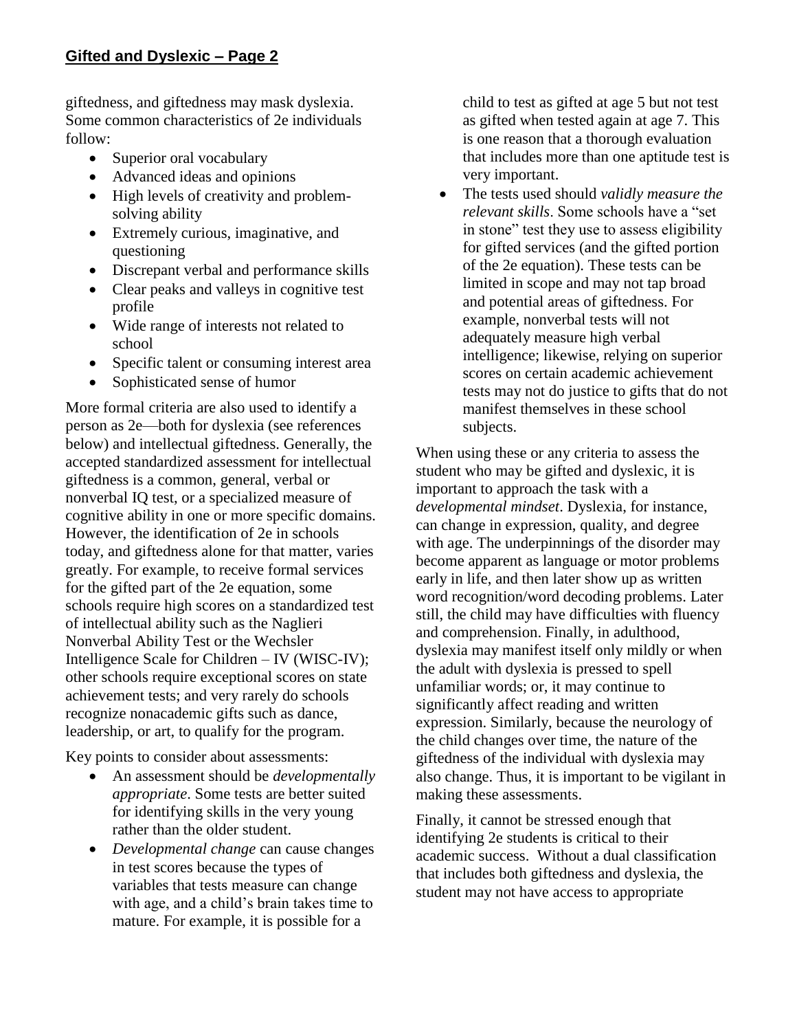giftedness, and giftedness may mask dyslexia. Some common characteristics of 2e individuals follow:

- Superior oral vocabulary
- Advanced ideas and opinions
- High levels of creativity and problem-solving ability
- Extremely curious, imaginative, and questioning
- Discrepant verbal and performance skills
- Clear peaks and valleys in cognitive test profile
- Wide range of interests not related to school
- Specific talent or consuming interest area
- Sophisticated sense of humor

More formal criteria are also used to identify a person as 2e—both for dyslexia (see references below) and intellectual giftedness. Generally, the accepted standardized assessment for intellectual giftedness is a common, general, verbal or nonverbal IQ test, or a specialized measure of cognitive ability in one or more specific domains. However, the identification of 2e in schools today, and giftedness alone for that matter, varies greatly. For example, to receive formal services for the gifted part of the 2e equation, some schools require high scores on a standardized test of intellectual ability such as the Naglieri Nonverbal Ability Test or the Wechsler Intelligence Scale for Children – IV (WISC-IV); other schools require exceptional scores on state achievement tests; and very rarely do schools recognize nonacademic gifts such as dance, leadership, or art, to qualify for the program.

Key points to consider about assessments:

- An assessment should be *developmentally appropriate*. Some tests are better suited for identifying skills in the very young rather than the older student.
- *Developmental change* can cause changes in test scores because the types of variables that tests measure can change with age, and a child's brain takes time to mature. For example, it is possible for a child to test as gifted at age 5 but not test as gifted when tested again at age 7. This is one reason that a thorough evaluation that includes more than one aptitude test is very important.
- The tests used should *validly measure the relevant skills*. Some schools have a "set in stone" test they use to assess eligibility for gifted services (and the gifted portion of the 2e equation). These tests can be limited in scope and may not tap broad and potential areas of giftedness. For example, nonverbal tests will not adequately measure high verbal intelligence; likewise, relying on superior scores on certain academic achievement tests may not do justice to gifts that do not manifest themselves in these school subjects.

When using these or any criteria to assess the student who may be gifted and dyslexic, it is important to approach the task with a *developmental mindset*. Dyslexia, for instance, can change in expression, quality, and degree with age. The underpinnings of the disorder may become apparent as language or motor problems early in life, and then later show up as written word recognition/word decoding problems. Later still, the child may have difficulties with fluency and comprehension. Finally, in adulthood, dyslexia may manifest itself only mildly or when the adult with dyslexia is pressed to spell unfamiliar words; or, it may continue to significantly affect reading and written expression. Similarly, because the neurology of the child changes over time, the nature of the giftedness of the individual with dyslexia may also change. Thus, it is important to be vigilant in making these assessments.

Finally, it cannot be stressed enough that identifying 2e students is critical to their academic success. Without a dual classification that includes both giftedness and dyslexia, the student may not have access to appropriate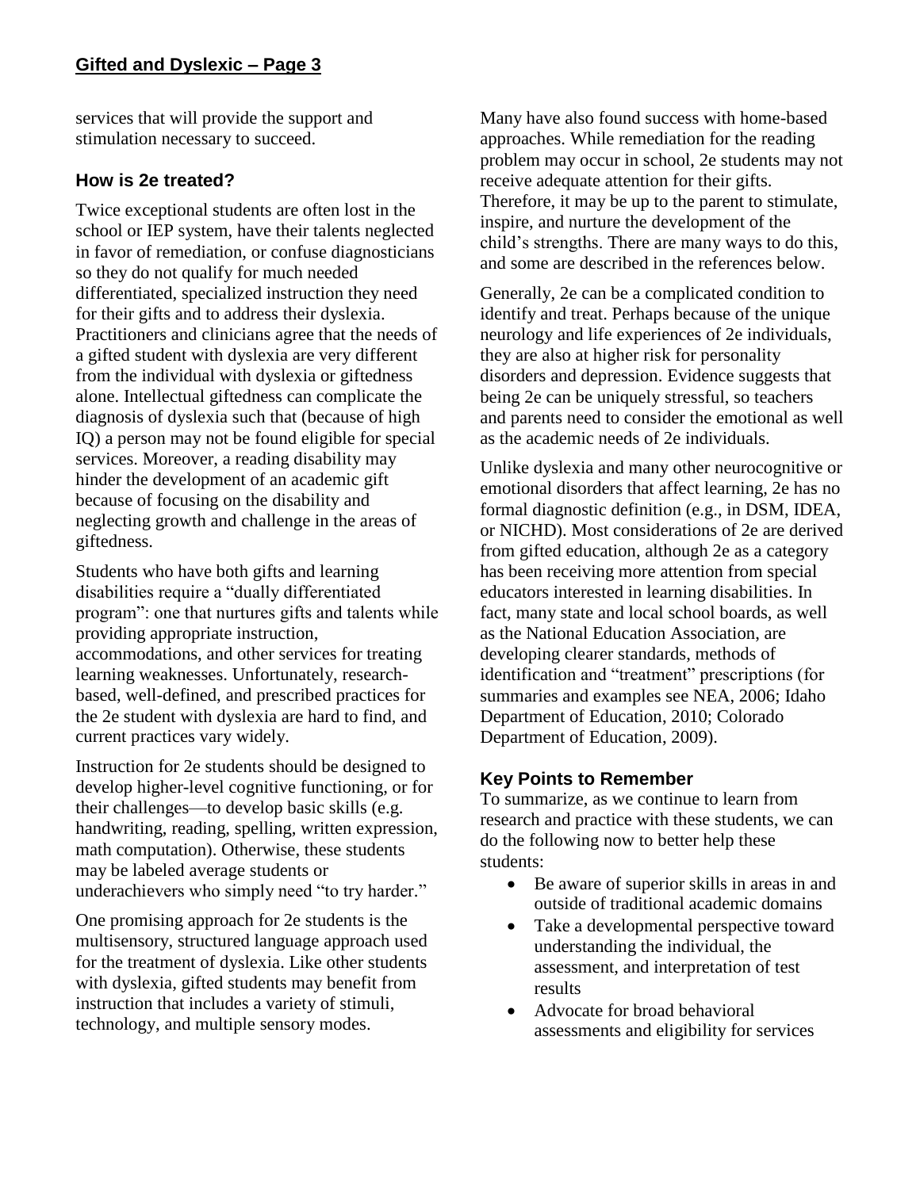services that will provide the support and stimulation necessary to succeed.

### How is 2e treated?

Twice exceptional students are often lost in the school or IEP system, have their talents neglected in favor of remediation, or confuse diagnosticians so they do not qualify for much needed differentiated, specialized instruction they need for their gifts and to address their dyslexia. Practitioners and clinicians agree that the needs of a gifted student with dyslexia are very different from the individual with dyslexia or giftedness alone. Intellectual giftedness can complicate the diagnosis of dyslexia such that (because of high IQ) a person may not be found eligible for special services. Moreover, a reading disability may hinder the development of an academic gift because of focusing on the disability and neglecting growth and challenge in the areas of giftedness.

Students who have both gifts and learning disabilities require a "dually differentiated program": one that nurtures gifts and talents while providing appropriate instruction, accommodations, and other services for treating learning weaknesses. Unfortunately, research-based, well-defined, and prescribed practices for the 2e student with dyslexia are hard to find, and current practices vary widely.

Instruction for 2e students should be designed to develop higher-level cognitive functioning, or for their challenges—to develop basic skills (e.g. handwriting, reading, spelling, written expression, math computation). Otherwise, these students may be labeled average students or underachievers who simply need "to try harder."

One promising approach for 2e students is the multisensory, structured language approach used for the treatment of dyslexia. Like other students with dyslexia, gifted students may benefit from instruction that includes a variety of stimuli, technology, and multiple sensory modes.

Many have also found success with home-based approaches. While remediation for the reading problem may occur in school, 2e students may not receive adequate attention for their gifts. Therefore, it may be up to the parent to stimulate, inspire, and nurture the development of the child's strengths. There are many ways to do this, and some are described in the references below.

Generally, 2e can be a complicated condition to identify and treat. Perhaps because of the unique neurology and life experiences of 2e individuals, they are also at higher risk for personality disorders and depression. Evidence suggests that being 2e can be uniquely stressful, so teachers and parents need to consider the emotional as well as the academic needs of 2e individuals.

Unlike dyslexia and many other neurocognitive or emotional disorders that affect learning, 2e has no formal diagnostic definition (e.g., in DSM, IDEA, or NICHD). Most considerations of 2e are derived from gifted education, although 2e as a category has been receiving more attention from special educators interested in learning disabilities. In fact, many state and local school boards, as well as the National Education Association, are developing clearer standards, methods of identification and "treatment" prescriptions (for summaries and examples see NEA, 2006; Idaho Department of Education, 2010; Colorado Department of Education, 2009).

### Key Points to Remember

To summarize, as we continue to learn from research and practice with these students, we can do the following now to better help these students:

- Be aware of superior skills in areas in and outside of traditional academic domains
- Take a developmental perspective toward understanding the individual, the assessment, and interpretation of test results
- Advocate for broad behavioral assessments and eligibility for services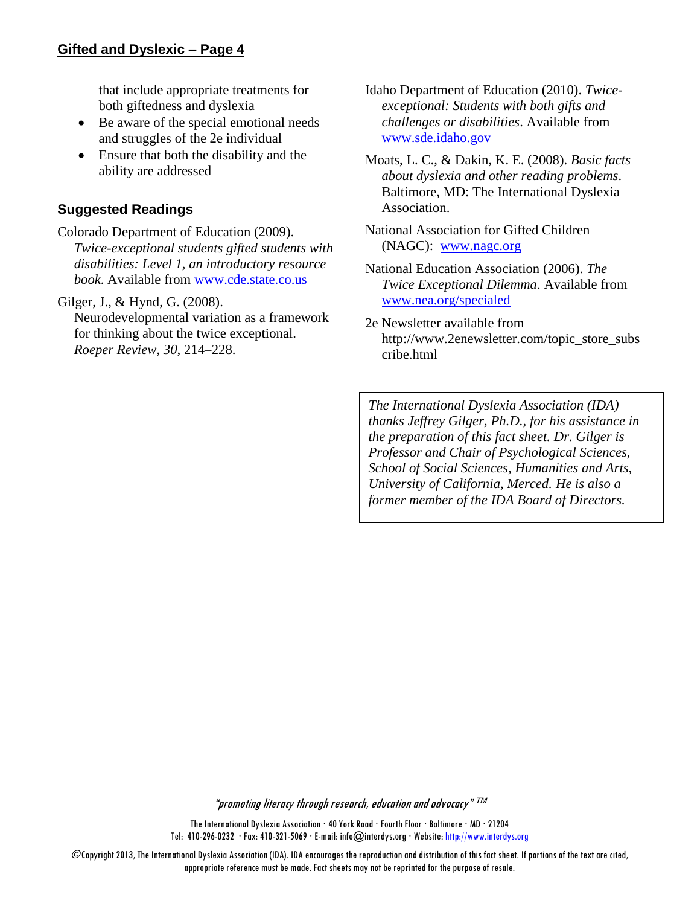that include appropriate treatments for both giftedness and dyslexia

- Be aware of the special emotional needs and struggles of the 2e individual
- Ensure that both the disability and the ability are addressed

## Suggested Readings

Colorado Department of Education (2009). *Twice-exceptional students gifted students with disabilities: Level 1, an introductory resource book*. Available from [www.cde.state.co.us](http://www.cde.state.co.us)

Gilger, J., & Hynd, G. (2008). Neurodevelopmental variation as a framework for thinking about the twice exceptional. *Roeper Review*, *30*, 214–228.

Idaho Department of Education (2010). *Twice-exceptional: Students with both gifts and challenges or disabilities*. Available from [www.sde.idaho.gov](http://www.sde.idaho.gov)

Moats, L. C., & Dakin, K. E. (2008). *Basic facts about dyslexia and other reading problems*. Baltimore, MD: The International Dyslexia Association.

National Association for Gifted Children (NAGC): [www.nagc.org](http://www.nagc.org)

National Education Association (2006). *The Twice Exceptional Dilemma*. Available from [www.nea.org/specialed](http://www.nea.org/specialed)

2e Newsletter available from http://www.2enewsletter.com/topic_store_subscribe.html

*The International Dyslexia Association (IDA) thanks Jeffrey Gilger, Ph.D., for his assistance in the preparation of this fact sheet. Dr. Gilger is Professor and Chair of Psychological Sciences, School of Social Sciences, Humanities and Arts, University of California, Merced. He is also a former member of the IDA Board of Directors.*

*"promoting literacy through research, education and advocacy"* ™

The International Dyslexia Association · 40 York Road · Fourth Floor · Baltimore · MD · 21204
Tel: 410-296-0232 · Fax: 410-321-5069 · E-mail: info@interdys.org · Website: http://www.interdys.org

©Copyright 2013, The International Dyslexia Association (IDA). IDA encourages the reproduction and distribution of this fact sheet. If portions of the text are cited, appropriate reference must be made. Fact sheets may not be reprinted for the purpose of resale.